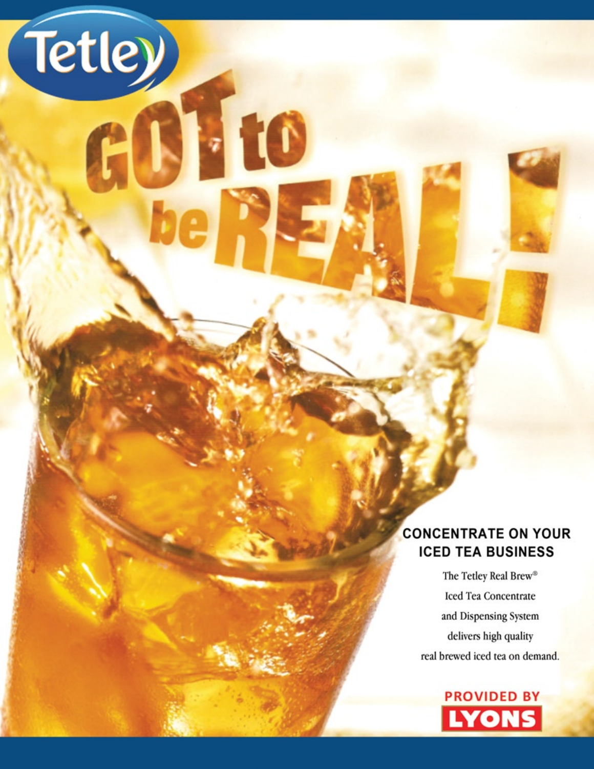Tetley

# GOT to be REAL!

## CONCENTRATE ON YOUR ICED TEA BUSINESS

The Tetley Real Brew®
Iced Tea Concentrate
and Dispensing System
delivers high quality
real brewed iced tea on demand.

PROVIDED BY
LYONS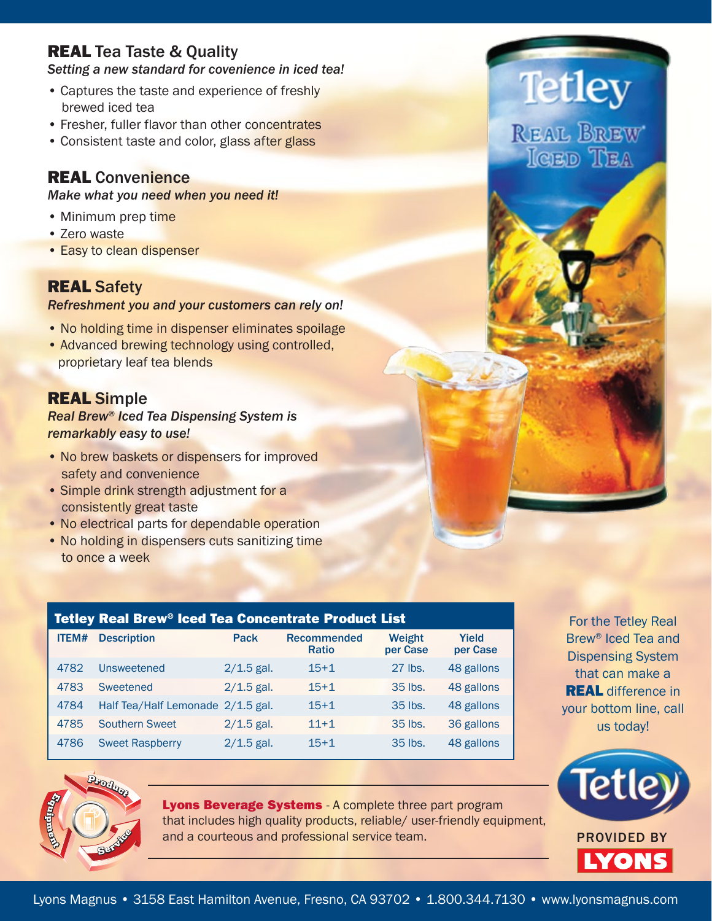## **REAL** Tea Taste & Quality

*Setting a new standard for covenience in iced tea!*

- Captures the taste and experience of freshly brewed iced tea
- Fresher, fuller flavor than other concentrates
- Consistent taste and color, glass after glass

## **REAL** Convenience

*Make what you need when you need it!*

- Minimum prep time
- Zero waste
- Easy to clean dispenser

## **REAL** Safety

*Refreshment you and your customers can rely on!*

- No holding time in dispenser eliminates spoilage
- Advanced brewing technology using controlled, proprietary leaf tea blends

## **REAL** Simple

*Real Brew® Iced Tea Dispensing System is remarkably easy to use!*

- No brew baskets or dispensers for improved safety and convenience
- Simple drink strength adjustment for a consistently great taste
- No electrical parts for dependable operation
- No holding in dispensers cuts sanitizing time to once a week

**Tetley Real Brew® Iced Tea Concentrate Product List**

| ITEM# | Description | Pack | Recommended Ratio | Weight per Case | Yield per Case |
|---|---|---|---|---|---|
| 4782 | Unsweetened | 2/1.5 gal. | 15+1 | 27 lbs. | 48 gallons |
| 4783 | Sweetened | 2/1.5 gal. | 15+1 | 35 lbs. | 48 gallons |
| 4784 | Half Tea/Half Lemonade | 2/1.5 gal. | 15+1 | 35 lbs. | 48 gallons |
| 4785 | Southern Sweet | 2/1.5 gal. | 11+1 | 35 lbs. | 36 gallons |
| 4786 | Sweet Raspberry | 2/1.5 gal. | 15+1 | 35 lbs. | 48 gallons |

For the Tetley Real Brew® Iced Tea and Dispensing System that can make a **REAL** difference in your bottom line, call us today!

Product · Service · Equipment

**Lyons Beverage Systems** - A complete three part program that includes high quality products, reliable/ user-friendly equipment, and a courteous and professional service team.

Tetley

PROVIDED BY LYONS

Lyons Magnus • 3158 East Hamilton Avenue, Fresno, CA 93702 • 1.800.344.7130 • www.lyonsmagnus.com